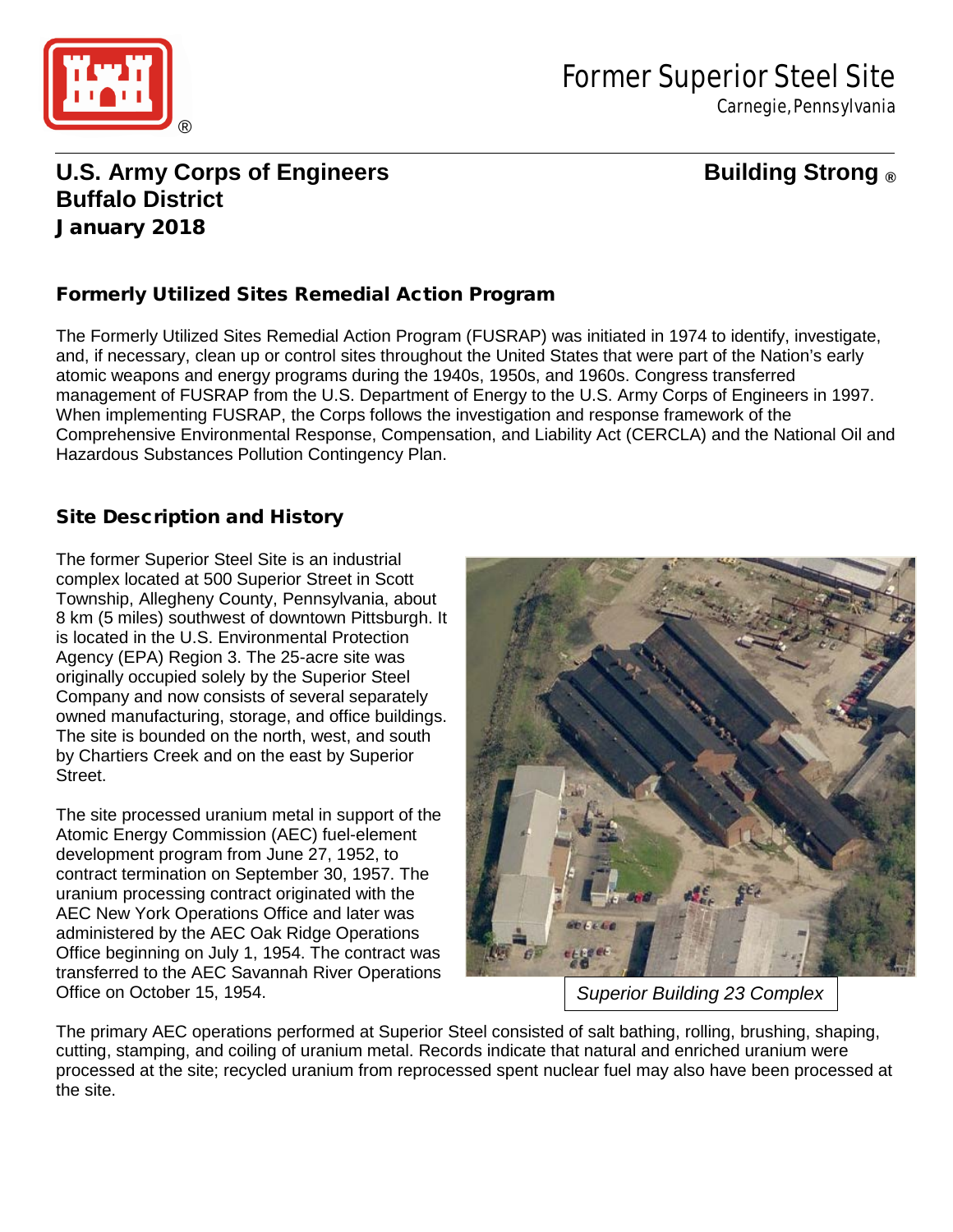# Former Superior Steel Site

Carnegie, Pennsylvania

**U.S. Army Corps of Engineers**
**Buffalo District**
**January 2018**

**Building Strong ®**

## Formerly Utilized Sites Remedial Action Program

The Formerly Utilized Sites Remedial Action Program (FUSRAP) was initiated in 1974 to identify, investigate, and, if necessary, clean up or control sites throughout the United States that were part of the Nation's early atomic weapons and energy programs during the 1940s, 1950s, and 1960s. Congress transferred management of FUSRAP from the U.S. Department of Energy to the U.S. Army Corps of Engineers in 1997. When implementing FUSRAP, the Corps follows the investigation and response framework of the Comprehensive Environmental Response, Compensation, and Liability Act (CERCLA) and the National Oil and Hazardous Substances Pollution Contingency Plan.

## Site Description and History

The former Superior Steel Site is an industrial complex located at 500 Superior Street in Scott Township, Allegheny County, Pennsylvania, about 8 km (5 miles) southwest of downtown Pittsburgh. It is located in the U.S. Environmental Protection Agency (EPA) Region 3. The 25-acre site was originally occupied solely by the Superior Steel Company and now consists of several separately owned manufacturing, storage, and office buildings. The site is bounded on the north, west, and south by Chartiers Creek and on the east by Superior Street.

The site processed uranium metal in support of the Atomic Energy Commission (AEC) fuel-element development program from June 27, 1952, to contract termination on September 30, 1957. The uranium processing contract originated with the AEC New York Operations Office and later was administered by the AEC Oak Ridge Operations Office beginning on July 1, 1954. The contract was transferred to the AEC Savannah River Operations Office on October 15, 1954.

*Superior Building 23 Complex*

The primary AEC operations performed at Superior Steel consisted of salt bathing, rolling, brushing, shaping, cutting, stamping, and coiling of uranium metal. Records indicate that natural and enriched uranium were processed at the site; recycled uranium from reprocessed spent nuclear fuel may also have been processed at the site.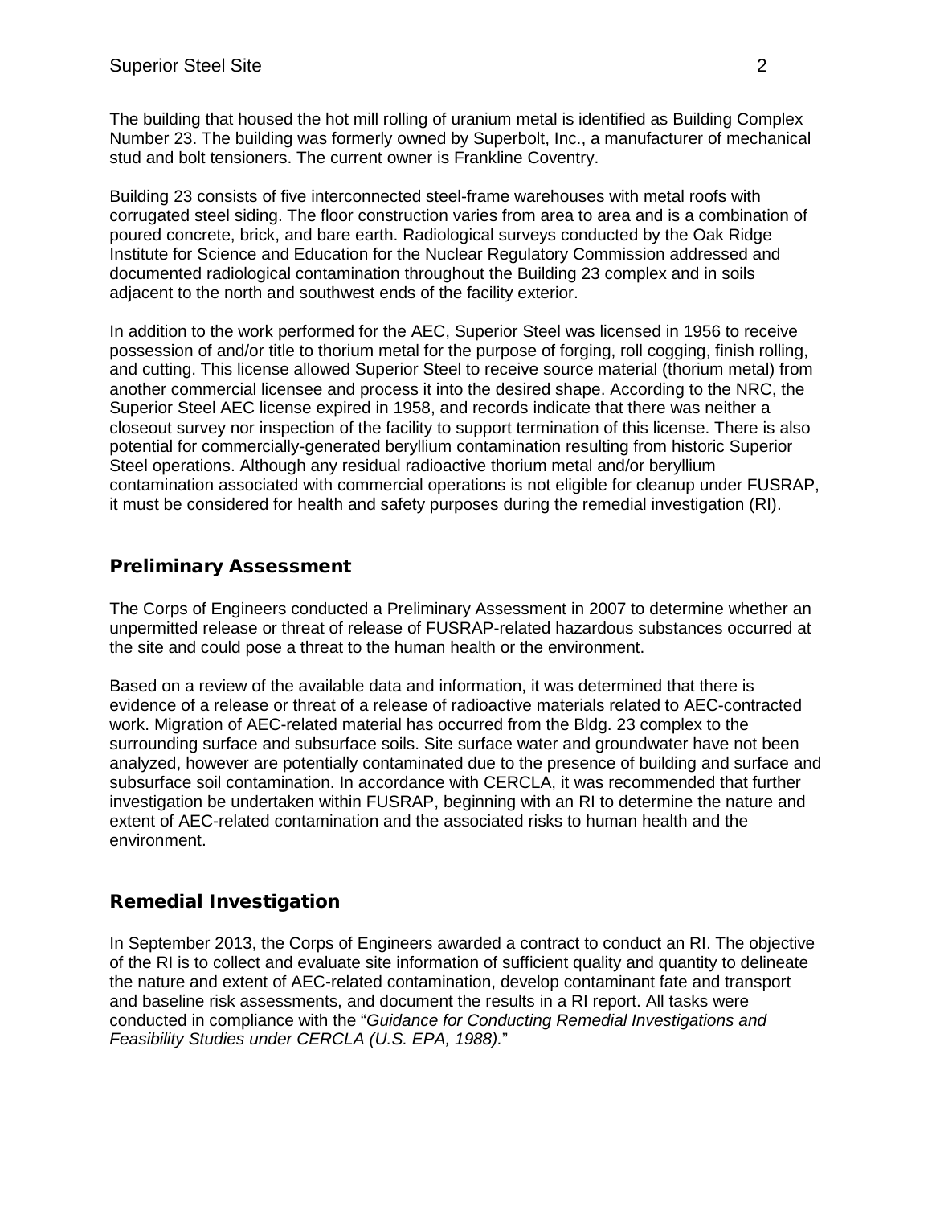The building that housed the hot mill rolling of uranium metal is identified as Building Complex Number 23. The building was formerly owned by Superbolt, Inc., a manufacturer of mechanical stud and bolt tensioners. The current owner is Frankline Coventry.

Building 23 consists of five interconnected steel-frame warehouses with metal roofs with corrugated steel siding. The floor construction varies from area to area and is a combination of poured concrete, brick, and bare earth. Radiological surveys conducted by the Oak Ridge Institute for Science and Education for the Nuclear Regulatory Commission addressed and documented radiological contamination throughout the Building 23 complex and in soils adjacent to the north and southwest ends of the facility exterior.

In addition to the work performed for the AEC, Superior Steel was licensed in 1956 to receive possession of and/or title to thorium metal for the purpose of forging, roll cogging, finish rolling, and cutting. This license allowed Superior Steel to receive source material (thorium metal) from another commercial licensee and process it into the desired shape. According to the NRC, the Superior Steel AEC license expired in 1958, and records indicate that there was neither a closeout survey nor inspection of the facility to support termination of this license. There is also potential for commercially-generated beryllium contamination resulting from historic Superior Steel operations. Although any residual radioactive thorium metal and/or beryllium contamination associated with commercial operations is not eligible for cleanup under FUSRAP, it must be considered for health and safety purposes during the remedial investigation (RI).

## Preliminary Assessment

The Corps of Engineers conducted a Preliminary Assessment in 2007 to determine whether an unpermitted release or threat of release of FUSRAP-related hazardous substances occurred at the site and could pose a threat to the human health or the environment.

Based on a review of the available data and information, it was determined that there is evidence of a release or threat of a release of radioactive materials related to AEC-contracted work. Migration of AEC-related material has occurred from the Bldg. 23 complex to the surrounding surface and subsurface soils. Site surface water and groundwater have not been analyzed, however are potentially contaminated due to the presence of building and surface and subsurface soil contamination. In accordance with CERCLA, it was recommended that further investigation be undertaken within FUSRAP, beginning with an RI to determine the nature and extent of AEC-related contamination and the associated risks to human health and the environment.

## Remedial Investigation

In September 2013, the Corps of Engineers awarded a contract to conduct an RI. The objective of the RI is to collect and evaluate site information of sufficient quality and quantity to delineate the nature and extent of AEC-related contamination, develop contaminant fate and transport and baseline risk assessments, and document the results in a RI report. All tasks were conducted in compliance with the "*Guidance for Conducting Remedial Investigations and Feasibility Studies under CERCLA (U.S. EPA, 1988).*"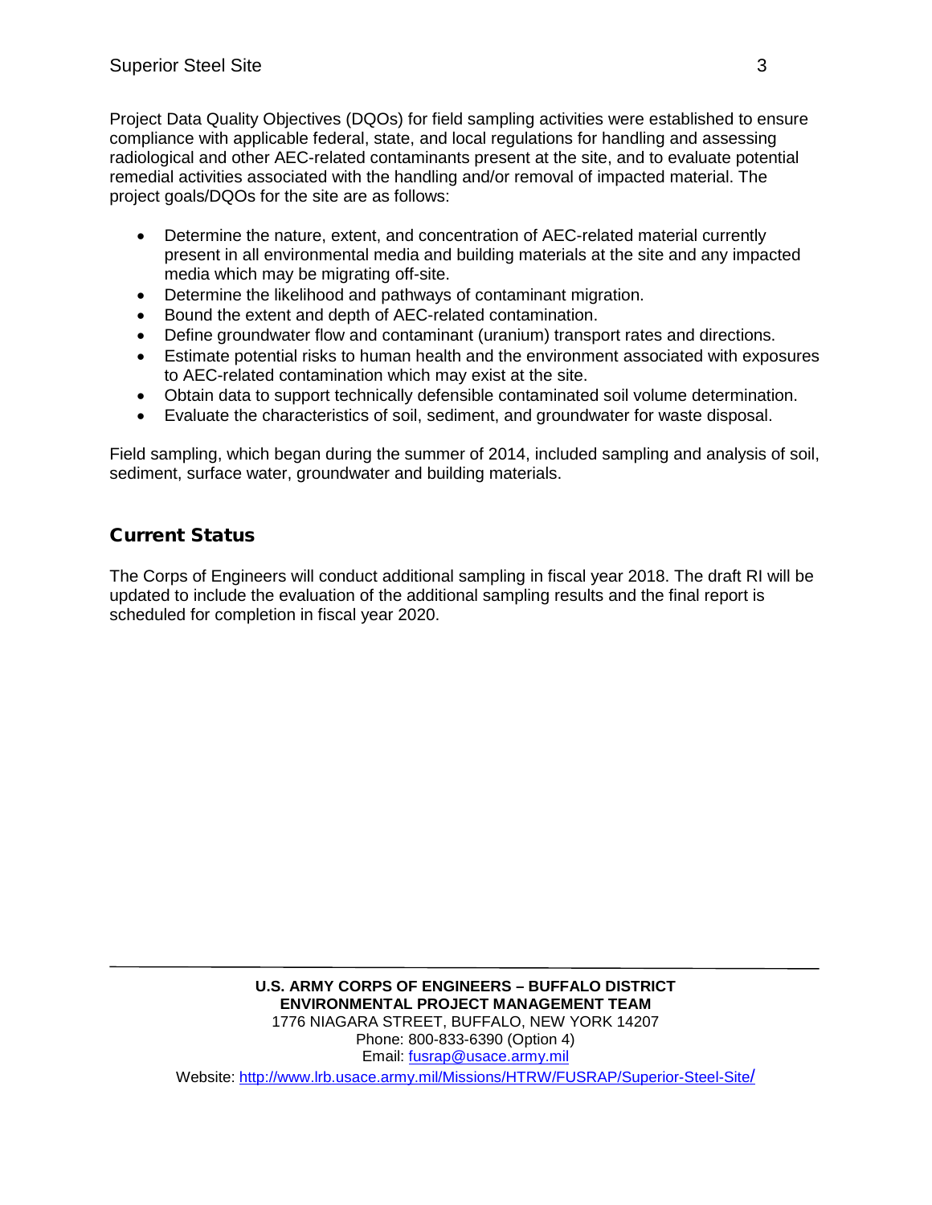Project Data Quality Objectives (DQOs) for field sampling activities were established to ensure compliance with applicable federal, state, and local regulations for handling and assessing radiological and other AEC-related contaminants present at the site, and to evaluate potential remedial activities associated with the handling and/or removal of impacted material. The project goals/DQOs for the site are as follows:

- Determine the nature, extent, and concentration of AEC-related material currently present in all environmental media and building materials at the site and any impacted media which may be migrating off-site.
- Determine the likelihood and pathways of contaminant migration.
- Bound the extent and depth of AEC-related contamination.
- Define groundwater flow and contaminant (uranium) transport rates and directions.
- Estimate potential risks to human health and the environment associated with exposures to AEC-related contamination which may exist at the site.
- Obtain data to support technically defensible contaminated soil volume determination.
- Evaluate the characteristics of soil, sediment, and groundwater for waste disposal.

Field sampling, which began during the summer of 2014, included sampling and analysis of soil, sediment, surface water, groundwater and building materials.

## Current Status

The Corps of Engineers will conduct additional sampling in fiscal year 2018. The draft RI will be updated to include the evaluation of the additional sampling results and the final report is scheduled for completion in fiscal year 2020.

**U.S. ARMY CORPS OF ENGINEERS – BUFFALO DISTRICT**
**ENVIRONMENTAL PROJECT MANAGEMENT TEAM**
1776 NIAGARA STREET, BUFFALO, NEW YORK 14207
Phone: 800-833-6390 (Option 4)
Email: fusrap@usace.army.mil
Website: http://www.lrb.usace.army.mil/Missions/HTRW/FUSRAP/Superior-Steel-Site/